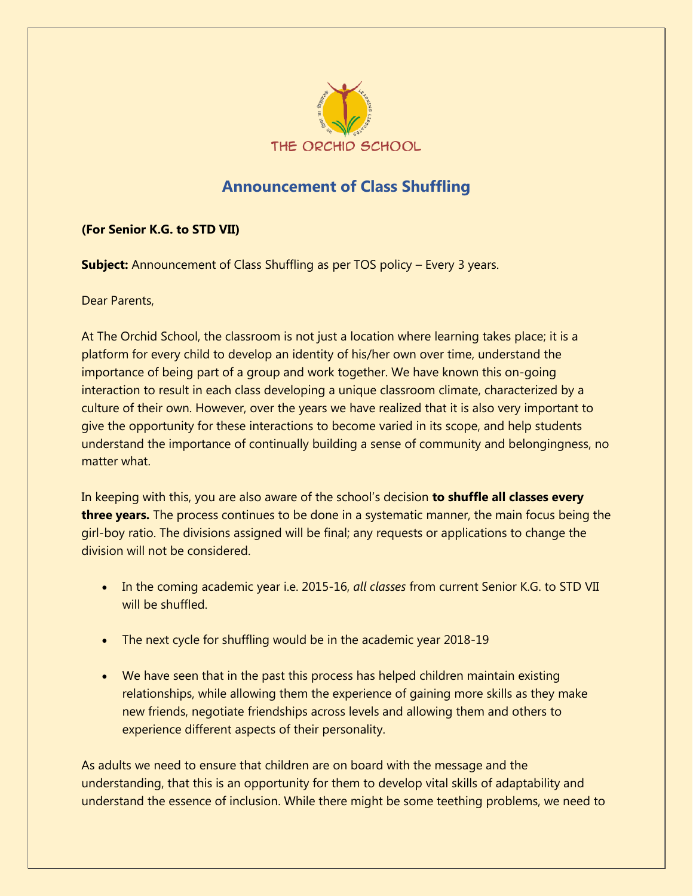THE ORCHID SCHOOL

# Announcement of Class Shuffling

**(For Senior K.G. to STD VII)**

**Subject:** Announcement of Class Shuffling as per TOS policy – Every 3 years.

Dear Parents,

At The Orchid School, the classroom is not just a location where learning takes place; it is a platform for every child to develop an identity of his/her own over time, understand the importance of being part of a group and work together. We have known this on-going interaction to result in each class developing a unique classroom climate, characterized by a culture of their own. However, over the years we have realized that it is also very important to give the opportunity for these interactions to become varied in its scope, and help students understand the importance of continually building a sense of community and belongingness, no matter what.

In keeping with this, you are also aware of the school's decision **to shuffle all classes every three years.** The process continues to be done in a systematic manner, the main focus being the girl-boy ratio. The divisions assigned will be final; any requests or applications to change the division will not be considered.

- In the coming academic year i.e. 2015-16, *all classes* from current Senior K.G. to STD VII will be shuffled.
- The next cycle for shuffling would be in the academic year 2018-19
- We have seen that in the past this process has helped children maintain existing relationships, while allowing them the experience of gaining more skills as they make new friends, negotiate friendships across levels and allowing them and others to experience different aspects of their personality.

As adults we need to ensure that children are on board with the message and the understanding, that this is an opportunity for them to develop vital skills of adaptability and understand the essence of inclusion. While there might be some teething problems, we need to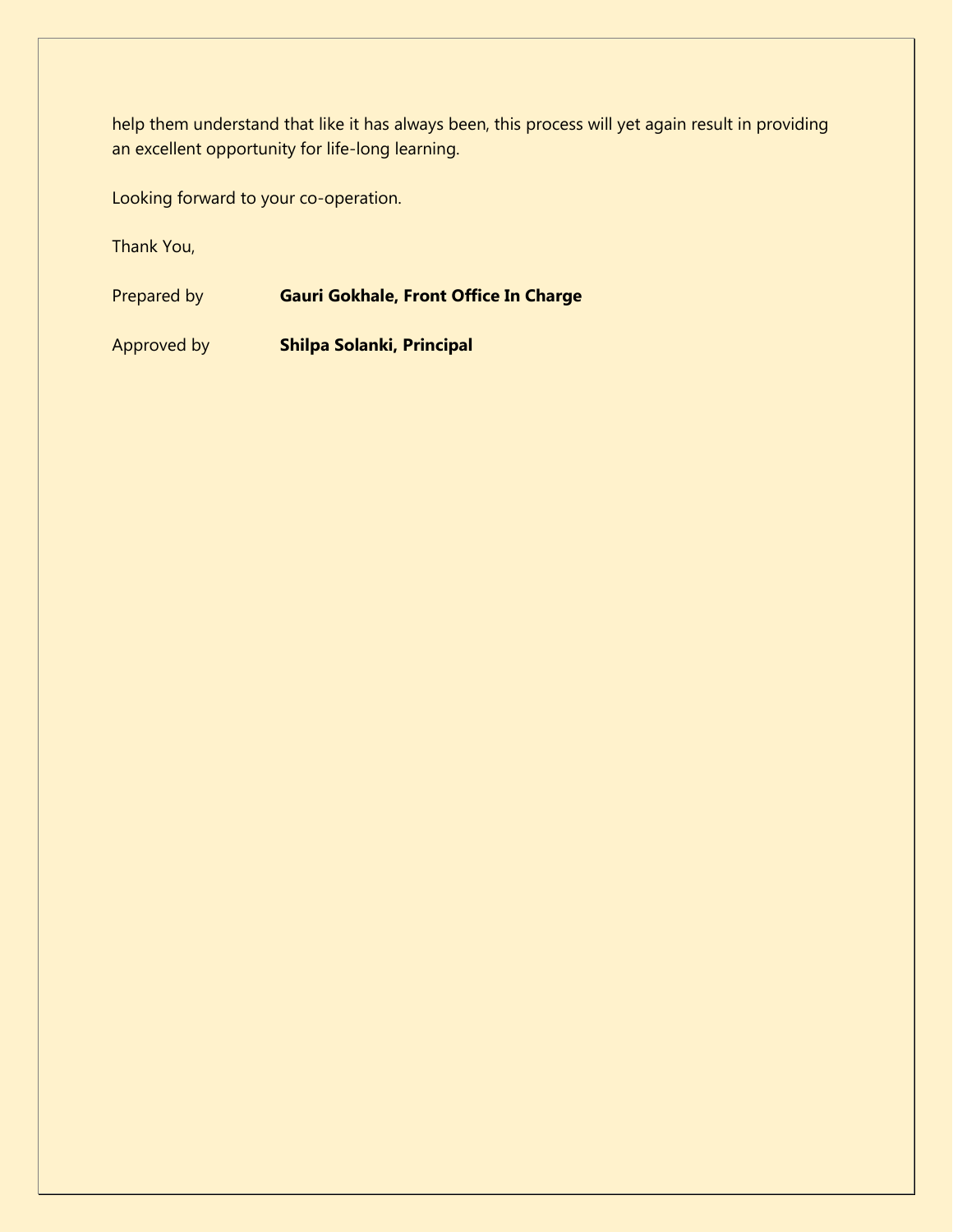help them understand that like it has always been, this process will yet again result in providing an excellent opportunity for life-long learning.

Looking forward to your co-operation.

Thank You,

Prepared by **Gauri Gokhale, Front Office In Charge**

Approved by **Shilpa Solanki, Principal**